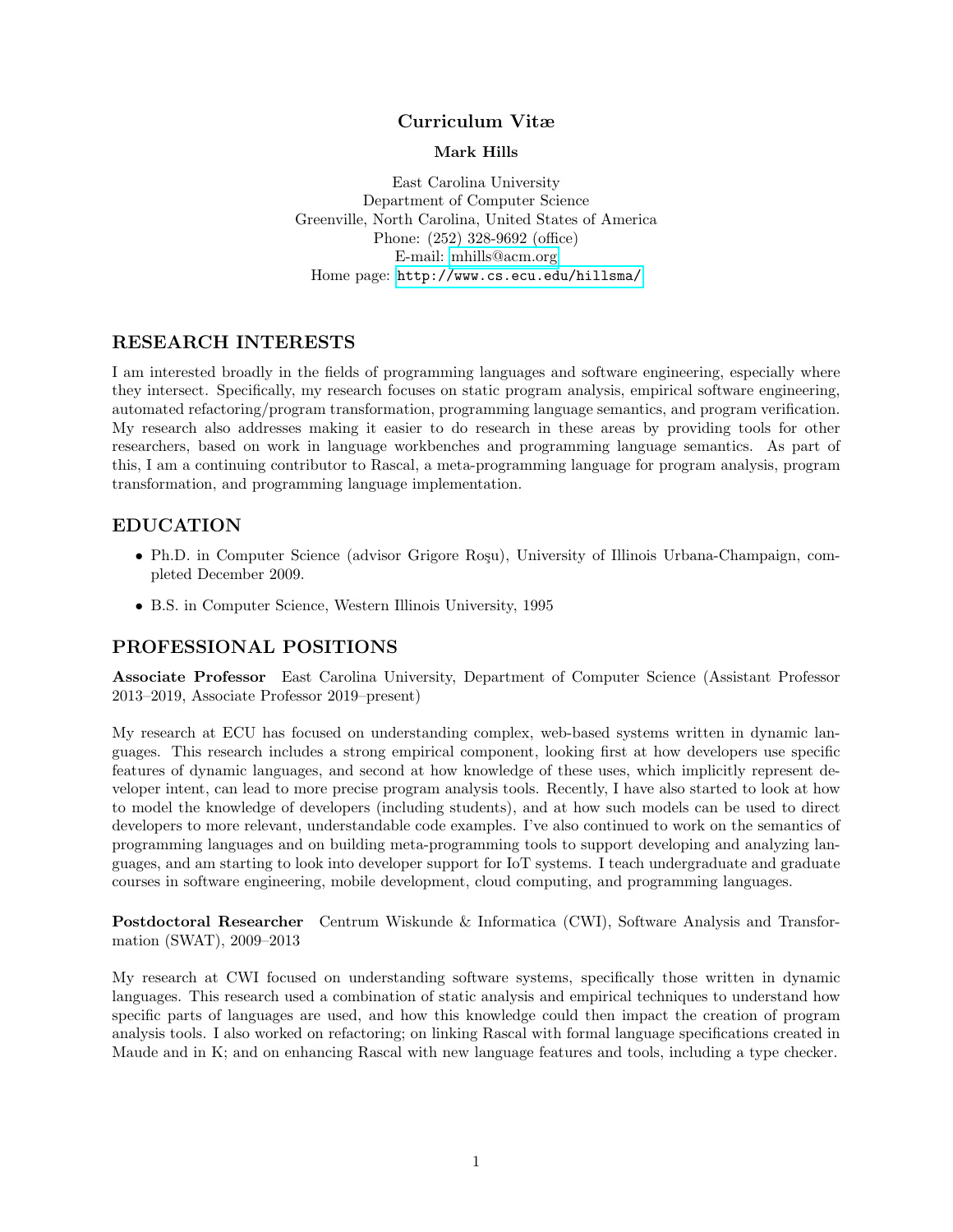# Curriculum Vitæ

**Mark Hills**

East Carolina University
Department of Computer Science
Greenville, North Carolina, United States of America
Phone: (252) 328-9692 (office)
E-mail: mhills@acm.org
Home page: http://www.cs.ecu.edu/hillsma/

## RESEARCH INTERESTS

I am interested broadly in the fields of programming languages and software engineering, especially where they intersect. Specifically, my research focuses on static program analysis, empirical software engineering, automated refactoring/program transformation, programming language semantics, and program verification. My research also addresses making it easier to do research in these areas by providing tools for other researchers, based on work in language workbenches and programming language semantics. As part of this, I am a continuing contributor to Rascal, a meta-programming language for program analysis, program transformation, and programming language implementation.

## EDUCATION

- Ph.D. in Computer Science (advisor Grigore Roşu), University of Illinois Urbana-Champaign, completed December 2009.
- B.S. in Computer Science, Western Illinois University, 1995

## PROFESSIONAL POSITIONS

**Associate Professor** East Carolina University, Department of Computer Science (Assistant Professor 2013–2019, Associate Professor 2019–present)

My research at ECU has focused on understanding complex, web-based systems written in dynamic languages. This research includes a strong empirical component, looking first at how developers use specific features of dynamic languages, and second at how knowledge of these uses, which implicitly represent developer intent, can lead to more precise program analysis tools. Recently, I have also started to look at how to model the knowledge of developers (including students), and at how such models can be used to direct developers to more relevant, understandable code examples. I've also continued to work on the semantics of programming languages and on building meta-programming tools to support developing and analyzing languages, and am starting to look into developer support for IoT systems. I teach undergraduate and graduate courses in software engineering, mobile development, cloud computing, and programming languages.

**Postdoctoral Researcher** Centrum Wiskunde & Informatica (CWI), Software Analysis and Transformation (SWAT), 2009–2013

My research at CWI focused on understanding software systems, specifically those written in dynamic languages. This research used a combination of static analysis and empirical techniques to understand how specific parts of languages are used, and how this knowledge could then impact the creation of program analysis tools. I also worked on refactoring; on linking Rascal with formal language specifications created in Maude and in K; and on enhancing Rascal with new language features and tools, including a type checker.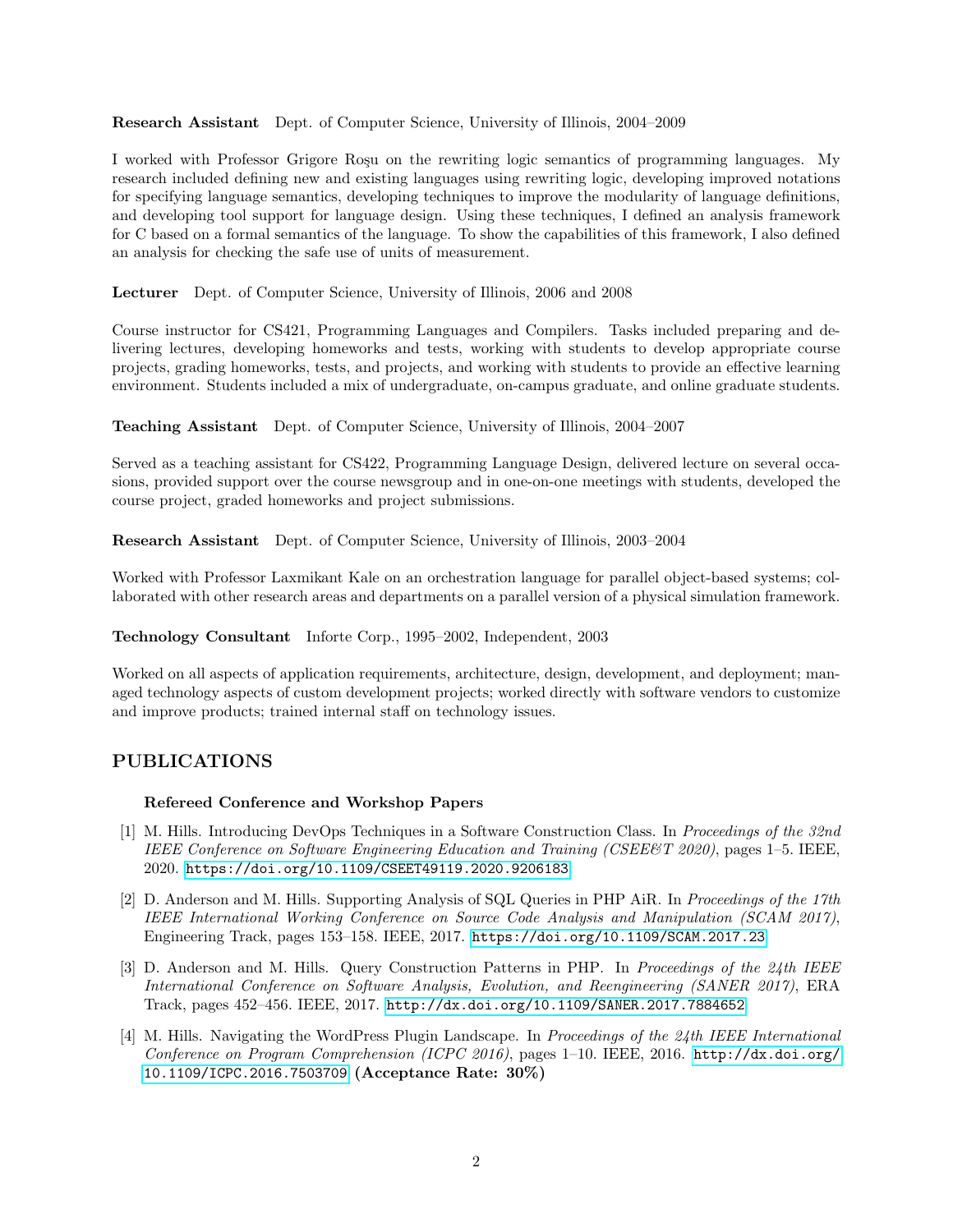**Research Assistant** Dept. of Computer Science, University of Illinois, 2004–2009

I worked with Professor Grigore Roşu on the rewriting logic semantics of programming languages. My research included defining new and existing languages using rewriting logic, developing improved notations for specifying language semantics, developing techniques to improve the modularity of language definitions, and developing tool support for language design. Using these techniques, I defined an analysis framework for C based on a formal semantics of the language. To show the capabilities of this framework, I also defined an analysis for checking the safe use of units of measurement.

**Lecturer** Dept. of Computer Science, University of Illinois, 2006 and 2008

Course instructor for CS421, Programming Languages and Compilers. Tasks included preparing and delivering lectures, developing homeworks and tests, working with students to develop appropriate course projects, grading homeworks, tests, and projects, and working with students to provide an effective learning environment. Students included a mix of undergraduate, on-campus graduate, and online graduate students.

**Teaching Assistant** Dept. of Computer Science, University of Illinois, 2004–2007

Served as a teaching assistant for CS422, Programming Language Design, delivered lecture on several occasions, provided support over the course newsgroup and in one-on-one meetings with students, developed the course project, graded homeworks and project submissions.

**Research Assistant** Dept. of Computer Science, University of Illinois, 2003–2004

Worked with Professor Laxmikant Kale on an orchestration language for parallel object-based systems; collaborated with other research areas and departments on a parallel version of a physical simulation framework.

**Technology Consultant** Inforte Corp., 1995–2002, Independent, 2003

Worked on all aspects of application requirements, architecture, design, development, and deployment; managed technology aspects of custom development projects; worked directly with software vendors to customize and improve products; trained internal staff on technology issues.

## PUBLICATIONS

### Refereed Conference and Workshop Papers

[1] M. Hills. Introducing DevOps Techniques in a Software Construction Class. In *Proceedings of the 32nd IEEE Conference on Software Engineering Education and Training (CSEE&T 2020)*, pages 1–5. IEEE, 2020. https://doi.org/10.1109/CSEET49119.2020.9206183

[2] D. Anderson and M. Hills. Supporting Analysis of SQL Queries in PHP AiR. In *Proceedings of the 17th IEEE International Working Conference on Source Code Analysis and Manipulation (SCAM 2017)*, Engineering Track, pages 153–158. IEEE, 2017. https://doi.org/10.1109/SCAM.2017.23

[3] D. Anderson and M. Hills. Query Construction Patterns in PHP. In *Proceedings of the 24th IEEE International Conference on Software Analysis, Evolution, and Reengineering (SANER 2017)*, ERA Track, pages 452–456. IEEE, 2017. http://dx.doi.org/10.1109/SANER.2017.7884652

[4] M. Hills. Navigating the WordPress Plugin Landscape. In *Proceedings of the 24th IEEE International Conference on Program Comprehension (ICPC 2016)*, pages 1–10. IEEE, 2016. http://dx.doi.org/10.1109/ICPC.2016.7503709 **(Acceptance Rate: 30%)**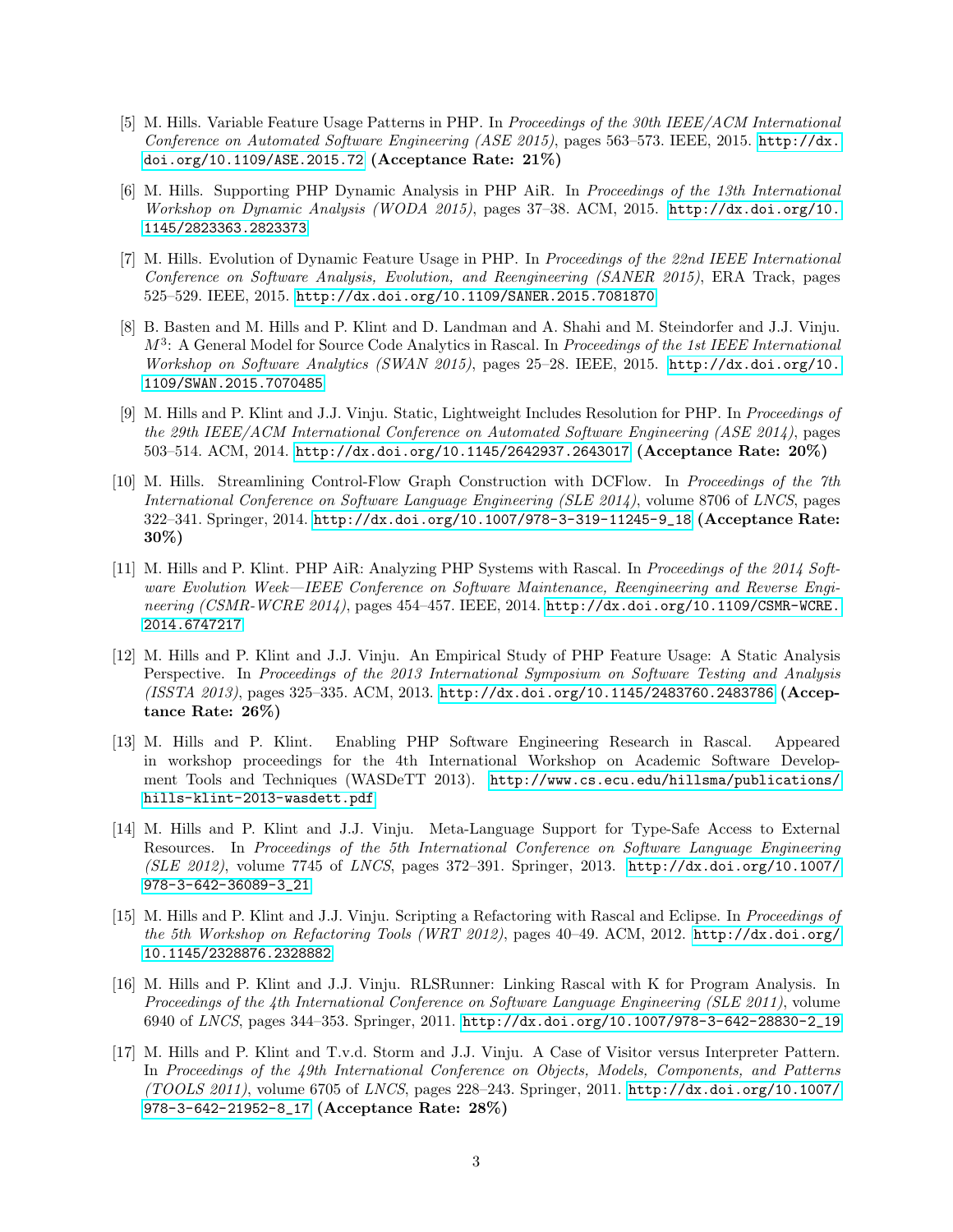[5] M. Hills. Variable Feature Usage Patterns in PHP. In *Proceedings of the 30th IEEE/ACM International Conference on Automated Software Engineering (ASE 2015)*, pages 563–573. IEEE, 2015. http://dx.doi.org/10.1109/ASE.2015.72 **(Acceptance Rate: 21%)**

[6] M. Hills. Supporting PHP Dynamic Analysis in PHP AiR. In *Proceedings of the 13th International Workshop on Dynamic Analysis (WODA 2015)*, pages 37–38. ACM, 2015. http://dx.doi.org/10.1145/2823363.2823373

[7] M. Hills. Evolution of Dynamic Feature Usage in PHP. In *Proceedings of the 22nd IEEE International Conference on Software Analysis, Evolution, and Reengineering (SANER 2015)*, ERA Track, pages 525–529. IEEE, 2015. http://dx.doi.org/10.1109/SANER.2015.7081870

[8] B. Basten and M. Hills and P. Klint and D. Landman and A. Shahi and M. Steindorfer and J.J. Vinju. $M^3$: A General Model for Source Code Analytics in Rascal. In *Proceedings of the 1st IEEE International Workshop on Software Analytics (SWAN 2015)*, pages 25–28. IEEE, 2015. http://dx.doi.org/10.1109/SWAN.2015.7070485

[9] M. Hills and P. Klint and J.J. Vinju. Static, Lightweight Includes Resolution for PHP. In *Proceedings of the 29th IEEE/ACM International Conference on Automated Software Engineering (ASE 2014)*, pages 503–514. ACM, 2014. http://dx.doi.org/10.1145/2642937.2643017 **(Acceptance Rate: 20%)**

[10] M. Hills. Streamlining Control-Flow Graph Construction with DCFlow. In *Proceedings of the 7th International Conference on Software Language Engineering (SLE 2014)*, volume 8706 of *LNCS*, pages 322–341. Springer, 2014. http://dx.doi.org/10.1007/978-3-319-11245-9_18 **(Acceptance Rate: 30%)**

[11] M. Hills and P. Klint. PHP AiR: Analyzing PHP Systems with Rascal. In *Proceedings of the 2014 Software Evolution Week—IEEE Conference on Software Maintenance, Reengineering and Reverse Engineering (CSMR-WCRE 2014)*, pages 454–457. IEEE, 2014. http://dx.doi.org/10.1109/CSMR-WCRE.2014.6747217

[12] M. Hills and P. Klint and J.J. Vinju. An Empirical Study of PHP Feature Usage: A Static Analysis Perspective. In *Proceedings of the 2013 International Symposium on Software Testing and Analysis (ISSTA 2013)*, pages 325–335. ACM, 2013. http://dx.doi.org/10.1145/2483760.2483786 **(Acceptance Rate: 26%)**

[13] M. Hills and P. Klint. Enabling PHP Software Engineering Research in Rascal. Appeared in workshop proceedings for the 4th International Workshop on Academic Software Development Tools and Techniques (WASDeTT 2013). http://www.cs.ecu.edu/hillsma/publications/hills-klint-2013-wasdett.pdf

[14] M. Hills and P. Klint and J.J. Vinju. Meta-Language Support for Type-Safe Access to External Resources. In *Proceedings of the 5th International Conference on Software Language Engineering (SLE 2012)*, volume 7745 of *LNCS*, pages 372–391. Springer, 2013. http://dx.doi.org/10.1007/978-3-642-36089-3_21

[15] M. Hills and P. Klint and J.J. Vinju. Scripting a Refactoring with Rascal and Eclipse. In *Proceedings of the 5th Workshop on Refactoring Tools (WRT 2012)*, pages 40–49. ACM, 2012. http://dx.doi.org/10.1145/2328876.2328882

[16] M. Hills and P. Klint and J.J. Vinju. RLSRunner: Linking Rascal with K for Program Analysis. In *Proceedings of the 4th International Conference on Software Language Engineering (SLE 2011)*, volume 6940 of *LNCS*, pages 344–353. Springer, 2011. http://dx.doi.org/10.1007/978-3-642-28830-2_19

[17] M. Hills and P. Klint and T.v.d. Storm and J.J. Vinju. A Case of Visitor versus Interpreter Pattern. In *Proceedings of the 49th International Conference on Objects, Models, Components, and Patterns (TOOLS 2011)*, volume 6705 of *LNCS*, pages 228–243. Springer, 2011. http://dx.doi.org/10.1007/978-3-642-21952-8_17 **(Acceptance Rate: 28%)**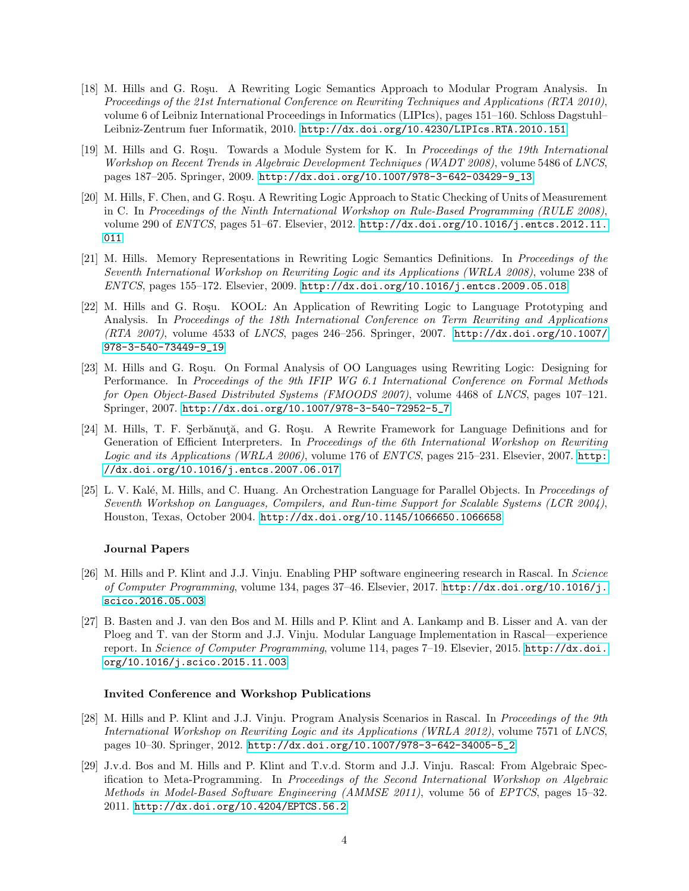[18] M. Hills and G. Roşu. A Rewriting Logic Semantics Approach to Modular Program Analysis. In *Proceedings of the 21st International Conference on Rewriting Techniques and Applications (RTA 2010)*, volume 6 of Leibniz International Proceedings in Informatics (LIPIcs), pages 151–160. Schloss Dagstuhl–Leibniz-Zentrum fuer Informatik, 2010. http://dx.doi.org/10.4230/LIPIcs.RTA.2010.151

[19] M. Hills and G. Roşu. Towards a Module System for K. In *Proceedings of the 19th International Workshop on Recent Trends in Algebraic Development Techniques (WADT 2008)*, volume 5486 of *LNCS*, pages 187–205. Springer, 2009. http://dx.doi.org/10.1007/978-3-642-03429-9_13

[20] M. Hills, F. Chen, and G. Roşu. A Rewriting Logic Approach to Static Checking of Units of Measurement in C. In *Proceedings of the Ninth International Workshop on Rule-Based Programming (RULE 2008)*, volume 290 of *ENTCS*, pages 51–67. Elsevier, 2012. http://dx.doi.org/10.1016/j.entcs.2012.11.011

[21] M. Hills. Memory Representations in Rewriting Logic Semantics Definitions. In *Proceedings of the Seventh International Workshop on Rewriting Logic and its Applications (WRLA 2008)*, volume 238 of *ENTCS*, pages 155–172. Elsevier, 2009. http://dx.doi.org/10.1016/j.entcs.2009.05.018

[22] M. Hills and G. Roşu. KOOL: An Application of Rewriting Logic to Language Prototyping and Analysis. In *Proceedings of the 18th International Conference on Term Rewriting and Applications (RTA 2007)*, volume 4533 of *LNCS*, pages 246–256. Springer, 2007. http://dx.doi.org/10.1007/978-3-540-73449-9_19

[23] M. Hills and G. Roşu. On Formal Analysis of OO Languages using Rewriting Logic: Designing for Performance. In *Proceedings of the 9th IFIP WG 6.1 International Conference on Formal Methods for Open Object-Based Distributed Systems (FMOODS 2007)*, volume 4468 of *LNCS*, pages 107–121. Springer, 2007. http://dx.doi.org/10.1007/978-3-540-72952-5_7

[24] M. Hills, T. F. Şerbănuţă, and G. Roşu. A Rewrite Framework for Language Definitions and for Generation of Efficient Interpreters. In *Proceedings of the 6th International Workshop on Rewriting Logic and its Applications (WRLA 2006)*, volume 176 of *ENTCS*, pages 215–231. Elsevier, 2007. http://dx.doi.org/10.1016/j.entcs.2007.06.017

[25] L. V. Kalé, M. Hills, and C. Huang. An Orchestration Language for Parallel Objects. In *Proceedings of Seventh Workshop on Languages, Compilers, and Run-time Support for Scalable Systems (LCR 2004)*, Houston, Texas, October 2004. http://dx.doi.org/10.1145/1066650.1066658

### Journal Papers

[26] M. Hills and P. Klint and J.J. Vinju. Enabling PHP software engineering research in Rascal. In *Science of Computer Programming*, volume 134, pages 37–46. Elsevier, 2017. http://dx.doi.org/10.1016/j.scico.2016.05.003

[27] B. Basten and J. van den Bos and M. Hills and P. Klint and A. Lankamp and B. Lisser and A. van der Ploeg and T. van der Storm and J.J. Vinju. Modular Language Implementation in Rascal—experience report. In *Science of Computer Programming*, volume 114, pages 7–19. Elsevier, 2015. http://dx.doi.org/10.1016/j.scico.2015.11.003

### Invited Conference and Workshop Publications

[28] M. Hills and P. Klint and J.J. Vinju. Program Analysis Scenarios in Rascal. In *Proceedings of the 9th International Workshop on Rewriting Logic and its Applications (WRLA 2012)*, volume 7571 of *LNCS*, pages 10–30. Springer, 2012. http://dx.doi.org/10.1007/978-3-642-34005-5_2

[29] J.v.d. Bos and M. Hills and P. Klint and T.v.d. Storm and J.J. Vinju. Rascal: From Algebraic Specification to Meta-Programming. In *Proceedings of the Second International Workshop on Algebraic Methods in Model-Based Software Engineering (AMMSE 2011)*, volume 56 of *EPTCS*, pages 15–32. 2011. http://dx.doi.org/10.4204/EPTCS.56.2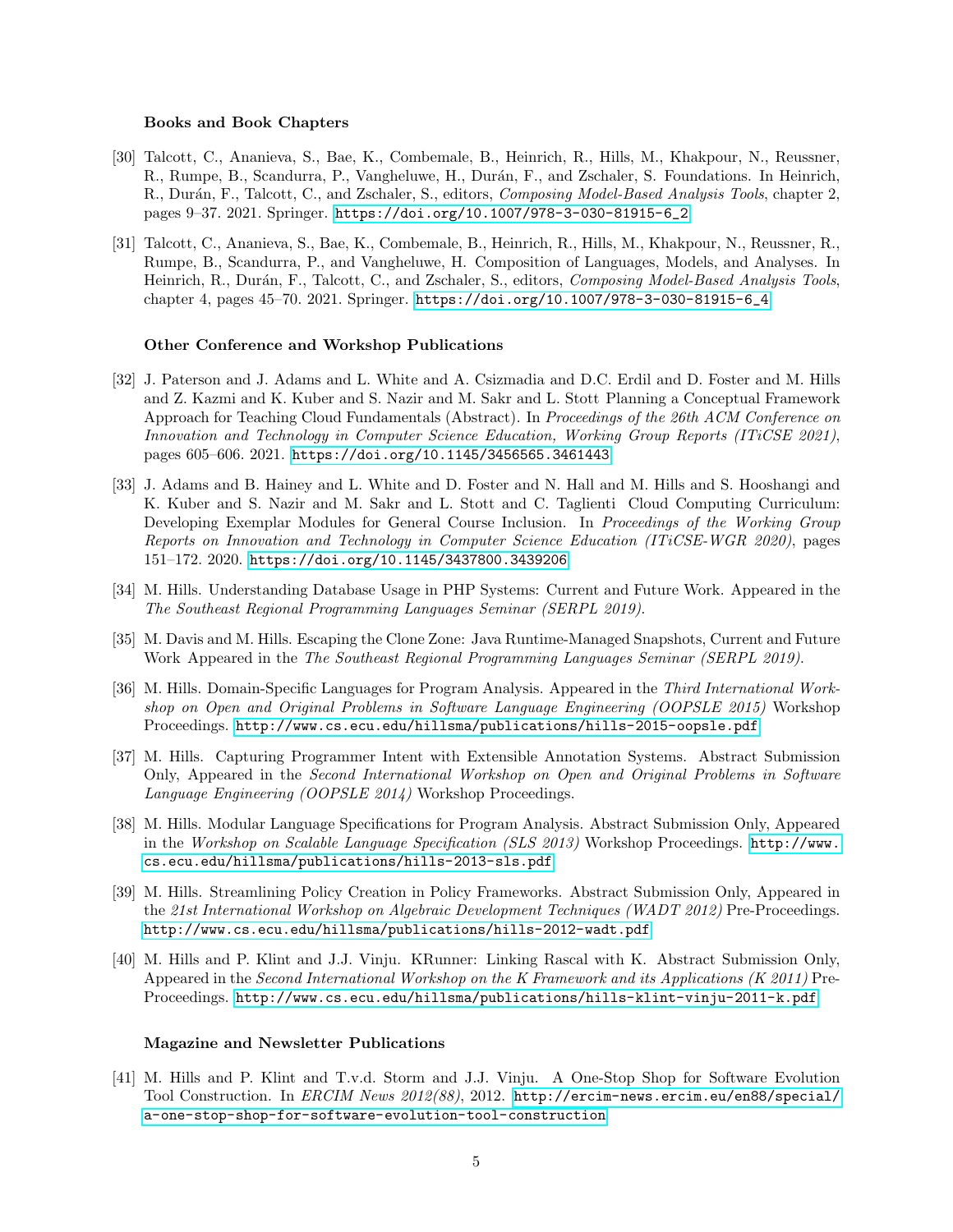### Books and Book Chapters

[30] Talcott, C., Ananieva, S., Bae, K., Combemale, B., Heinrich, R., Hills, M., Khakpour, N., Reussner, R., Rumpe, B., Scandurra, P., Vangheluwe, H., Durán, F., and Zschaler, S. Foundations. In Heinrich, R., Durán, F., Talcott, C., and Zschaler, S., editors, *Composing Model-Based Analysis Tools*, chapter 2, pages 9–37. 2021. Springer. https://doi.org/10.1007/978-3-030-81915-6_2

[31] Talcott, C., Ananieva, S., Bae, K., Combemale, B., Heinrich, R., Hills, M., Khakpour, N., Reussner, R., Rumpe, B., Scandurra, P., and Vangheluwe, H. Composition of Languages, Models, and Analyses. In Heinrich, R., Durán, F., Talcott, C., and Zschaler, S., editors, *Composing Model-Based Analysis Tools*, chapter 4, pages 45–70. 2021. Springer. https://doi.org/10.1007/978-3-030-81915-6_4

### Other Conference and Workshop Publications

[32] J. Paterson and J. Adams and L. White and A. Csizmadia and D.C. Erdil and D. Foster and M. Hills and Z. Kazmi and K. Kuber and S. Nazir and M. Sakr and L. Stott Planning a Conceptual Framework Approach for Teaching Cloud Fundamentals (Abstract). In *Proceedings of the 26th ACM Conference on Innovation and Technology in Computer Science Education, Working Group Reports (ITiCSE 2021)*, pages 605–606. 2021. https://doi.org/10.1145/3456565.3461443

[33] J. Adams and B. Hainey and L. White and D. Foster and N. Hall and M. Hills and S. Hooshangi and K. Kuber and S. Nazir and M. Sakr and L. Stott and C. Taglienti Cloud Computing Curriculum: Developing Exemplar Modules for General Course Inclusion. In *Proceedings of the Working Group Reports on Innovation and Technology in Computer Science Education (ITiCSE-WGR 2020)*, pages 151–172. 2020. https://doi.org/10.1145/3437800.3439206

[34] M. Hills. Understanding Database Usage in PHP Systems: Current and Future Work. Appeared in the *The Southeast Regional Programming Languages Seminar (SERPL 2019).*

[35] M. Davis and M. Hills. Escaping the Clone Zone: Java Runtime-Managed Snapshots, Current and Future Work Appeared in the *The Southeast Regional Programming Languages Seminar (SERPL 2019).*

[36] M. Hills. Domain-Specific Languages for Program Analysis. Appeared in the *Third International Workshop on Open and Original Problems in Software Language Engineering (OOPSLE 2015)* Workshop Proceedings. http://www.cs.ecu.edu/hillsma/publications/hills-2015-oopsle.pdf

[37] M. Hills. Capturing Programmer Intent with Extensible Annotation Systems. Abstract Submission Only, Appeared in the *Second International Workshop on Open and Original Problems in Software Language Engineering (OOPSLE 2014)* Workshop Proceedings.

[38] M. Hills. Modular Language Specifications for Program Analysis. Abstract Submission Only, Appeared in the *Workshop on Scalable Language Specification (SLS 2013)* Workshop Proceedings. http://www.cs.ecu.edu/hillsma/publications/hills-2013-sls.pdf

[39] M. Hills. Streamlining Policy Creation in Policy Frameworks. Abstract Submission Only, Appeared in the *21st International Workshop on Algebraic Development Techniques (WADT 2012)* Pre-Proceedings. http://www.cs.ecu.edu/hillsma/publications/hills-2012-wadt.pdf

[40] M. Hills and P. Klint and J.J. Vinju. KRunner: Linking Rascal with K. Abstract Submission Only, Appeared in the *Second International Workshop on the K Framework and its Applications (K 2011)* Pre-Proceedings. http://www.cs.ecu.edu/hillsma/publications/hills-klint-vinju-2011-k.pdf

### Magazine and Newsletter Publications

[41] M. Hills and P. Klint and T.v.d. Storm and J.J. Vinju. A One-Stop Shop for Software Evolution Tool Construction. In *ERCIM News 2012(88)*, 2012. http://ercim-news.ercim.eu/en88/special/a-one-stop-shop-for-software-evolution-tool-construction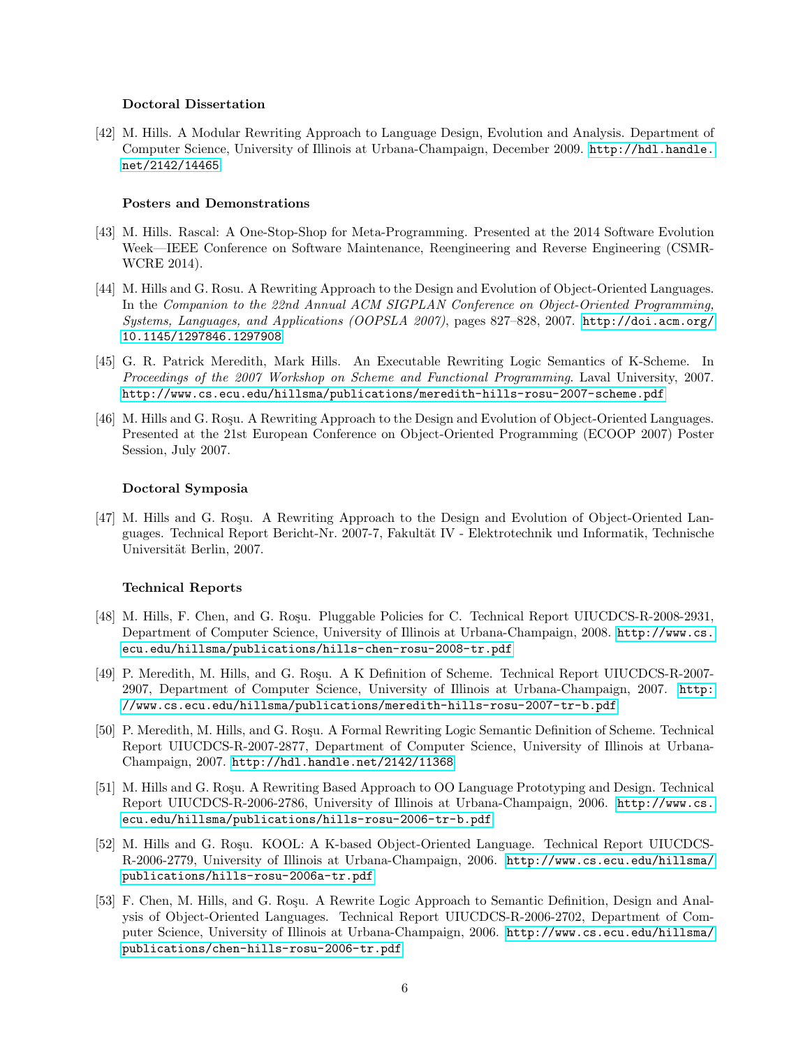### Doctoral Dissertation

[42] M. Hills. A Modular Rewriting Approach to Language Design, Evolution and Analysis. Department of Computer Science, University of Illinois at Urbana-Champaign, December 2009. http://hdl.handle.net/2142/14465

### Posters and Demonstrations

[43] M. Hills. Rascal: A One-Stop-Shop for Meta-Programming. Presented at the 2014 Software Evolution Week—IEEE Conference on Software Maintenance, Reengineering and Reverse Engineering (CSMR-WCRE 2014).

[44] M. Hills and G. Rosu. A Rewriting Approach to the Design and Evolution of Object-Oriented Languages. In the *Companion to the 22nd Annual ACM SIGPLAN Conference on Object-Oriented Programming, Systems, Languages, and Applications (OOPSLA 2007)*, pages 827–828, 2007. http://doi.acm.org/10.1145/1297846.1297908

[45] G. R. Patrick Meredith, Mark Hills. An Executable Rewriting Logic Semantics of K-Scheme. In *Proceedings of the 2007 Workshop on Scheme and Functional Programming*. Laval University, 2007. http://www.cs.ecu.edu/hillsma/publications/meredith-hills-rosu-2007-scheme.pdf

[46] M. Hills and G. Roşu. A Rewriting Approach to the Design and Evolution of Object-Oriented Languages. Presented at the 21st European Conference on Object-Oriented Programming (ECOOP 2007) Poster Session, July 2007.

### Doctoral Symposia

[47] M. Hills and G. Roşu. A Rewriting Approach to the Design and Evolution of Object-Oriented Languages. Technical Report Bericht-Nr. 2007-7, Fakultät IV - Elektrotechnik und Informatik, Technische Universität Berlin, 2007.

### Technical Reports

[48] M. Hills, F. Chen, and G. Roşu. Pluggable Policies for C. Technical Report UIUCDCS-R-2008-2931, Department of Computer Science, University of Illinois at Urbana-Champaign, 2008. http://www.cs.ecu.edu/hillsma/publications/hills-chen-rosu-2008-tr.pdf

[49] P. Meredith, M. Hills, and G. Roşu. A K Definition of Scheme. Technical Report UIUCDCS-R-2007-2907, Department of Computer Science, University of Illinois at Urbana-Champaign, 2007. http://www.cs.ecu.edu/hillsma/publications/meredith-hills-rosu-2007-tr-b.pdf

[50] P. Meredith, M. Hills, and G. Roşu. A Formal Rewriting Logic Semantic Definition of Scheme. Technical Report UIUCDCS-R-2007-2877, Department of Computer Science, University of Illinois at Urbana-Champaign, 2007. http://hdl.handle.net/2142/11368

[51] M. Hills and G. Roşu. A Rewriting Based Approach to OO Language Prototyping and Design. Technical Report UIUCDCS-R-2006-2786, University of Illinois at Urbana-Champaign, 2006. http://www.cs.ecu.edu/hillsma/publications/hills-rosu-2006-tr-b.pdf

[52] M. Hills and G. Roşu. KOOL: A K-based Object-Oriented Language. Technical Report UIUCDCS-R-2006-2779, University of Illinois at Urbana-Champaign, 2006. http://www.cs.ecu.edu/hillsma/publications/hills-rosu-2006a-tr.pdf

[53] F. Chen, M. Hills, and G. Roşu. A Rewrite Logic Approach to Semantic Definition, Design and Analysis of Object-Oriented Languages. Technical Report UIUCDCS-R-2006-2702, Department of Computer Science, University of Illinois at Urbana-Champaign, 2006. http://www.cs.ecu.edu/hillsma/publications/chen-hills-rosu-2006-tr.pdf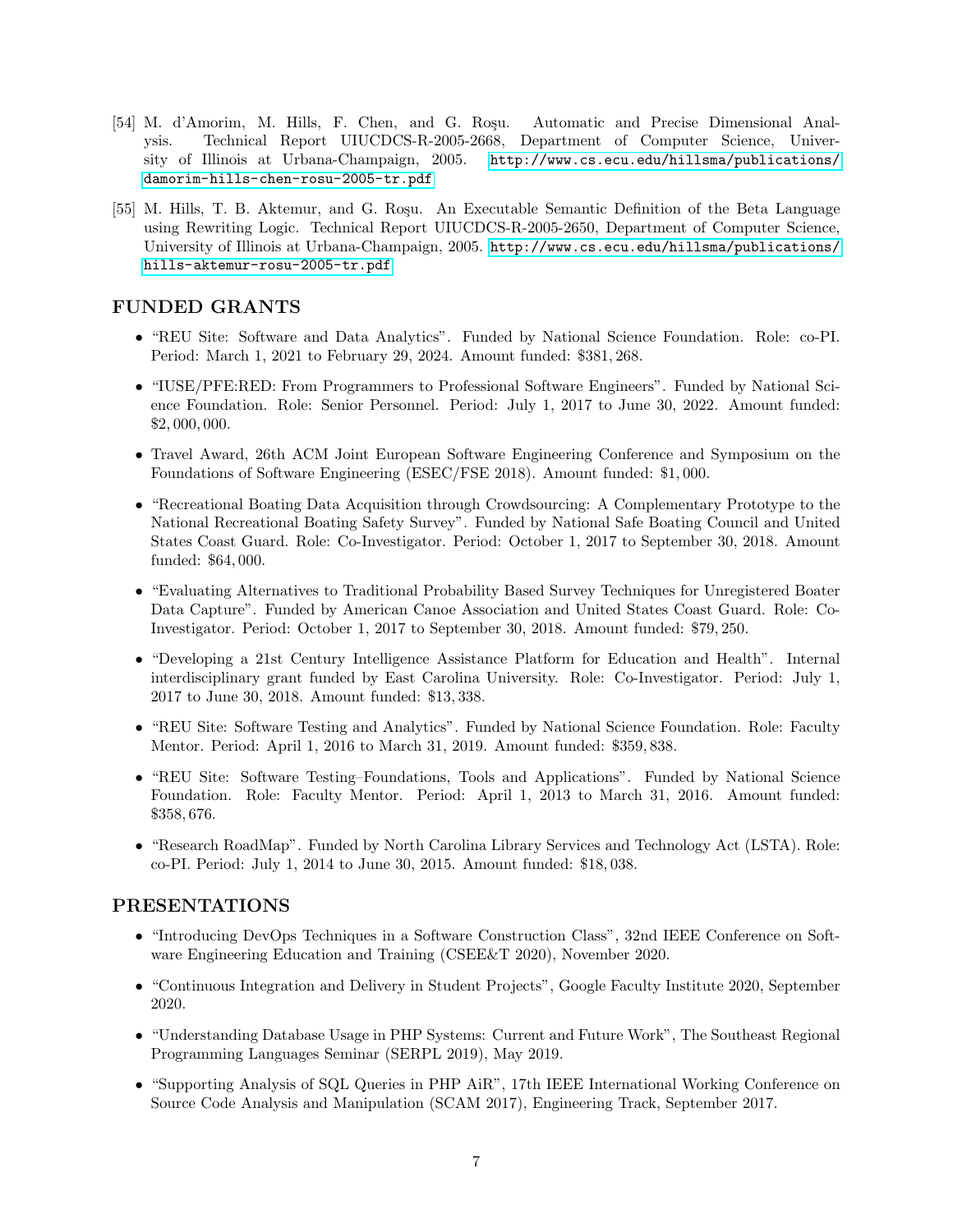[54] M. d'Amorim, M. Hills, F. Chen, and G. Roşu. Automatic and Precise Dimensional Analysis. Technical Report UIUCDCS-R-2005-2668, Department of Computer Science, University of Illinois at Urbana-Champaign, 2005. http://www.cs.ecu.edu/hillsma/publications/damorim-hills-chen-rosu-2005-tr.pdf

[55] M. Hills, T. B. Aktemur, and G. Roşu. An Executable Semantic Definition of the Beta Language using Rewriting Logic. Technical Report UIUCDCS-R-2005-2650, Department of Computer Science, University of Illinois at Urbana-Champaign, 2005. http://www.cs.ecu.edu/hillsma/publications/hills-aktemur-rosu-2005-tr.pdf

## FUNDED GRANTS

- "REU Site: Software and Data Analytics". Funded by National Science Foundation. Role: co-PI. Period: March 1, 2021 to February 29, 2024. Amount funded: $381,268.
- "IUSE/PFE:RED: From Programmers to Professional Software Engineers". Funded by National Science Foundation. Role: Senior Personnel. Period: July 1, 2017 to June 30, 2022. Amount funded: $2,000,000.
- Travel Award, 26th ACM Joint European Software Engineering Conference and Symposium on the Foundations of Software Engineering (ESEC/FSE 2018). Amount funded: $1,000.
- "Recreational Boating Data Acquisition through Crowdsourcing: A Complementary Prototype to the National Recreational Boating Safety Survey". Funded by National Safe Boating Council and United States Coast Guard. Role: Co-Investigator. Period: October 1, 2017 to September 30, 2018. Amount funded: $64,000.
- "Evaluating Alternatives to Traditional Probability Based Survey Techniques for Unregistered Boater Data Capture". Funded by American Canoe Association and United States Coast Guard. Role: Co-Investigator. Period: October 1, 2017 to September 30, 2018. Amount funded: $79,250.
- "Developing a 21st Century Intelligence Assistance Platform for Education and Health". Internal interdisciplinary grant funded by East Carolina University. Role: Co-Investigator. Period: July 1, 2017 to June 30, 2018. Amount funded: $13,338.
- "REU Site: Software Testing and Analytics". Funded by National Science Foundation. Role: Faculty Mentor. Period: April 1, 2016 to March 31, 2019. Amount funded: $359,838.
- "REU Site: Software Testing–Foundations, Tools and Applications". Funded by National Science Foundation. Role: Faculty Mentor. Period: April 1, 2013 to March 31, 2016. Amount funded: $358,676.
- "Research RoadMap". Funded by North Carolina Library Services and Technology Act (LSTA). Role: co-PI. Period: July 1, 2014 to June 30, 2015. Amount funded: $18,038.

## PRESENTATIONS

- "Introducing DevOps Techniques in a Software Construction Class", 32nd IEEE Conference on Software Engineering Education and Training (CSEE&T 2020), November 2020.
- "Continuous Integration and Delivery in Student Projects", Google Faculty Institute 2020, September 2020.
- "Understanding Database Usage in PHP Systems: Current and Future Work", The Southeast Regional Programming Languages Seminar (SERPL 2019), May 2019.
- "Supporting Analysis of SQL Queries in PHP AiR", 17th IEEE International Working Conference on Source Code Analysis and Manipulation (SCAM 2017), Engineering Track, September 2017.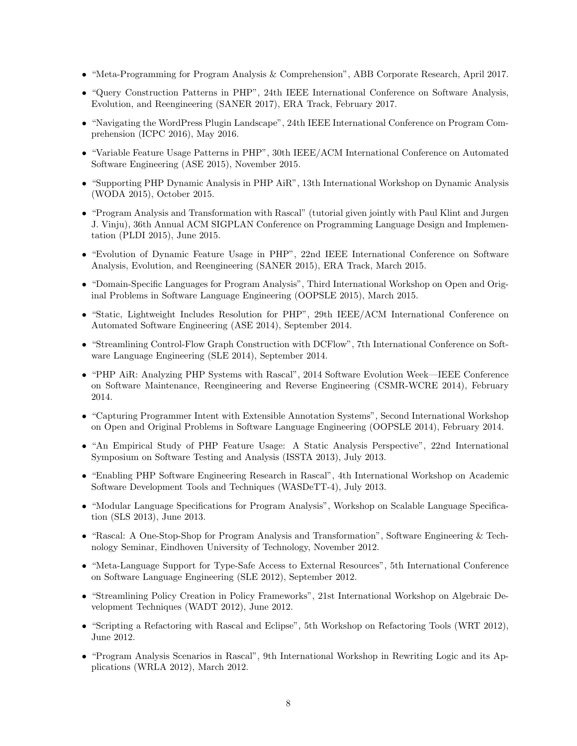- “Meta-Programming for Program Analysis & Comprehension”, ABB Corporate Research, April 2017.
- “Query Construction Patterns in PHP”, 24th IEEE International Conference on Software Analysis, Evolution, and Reengineering (SANER 2017), ERA Track, February 2017.
- “Navigating the WordPress Plugin Landscape”, 24th IEEE International Conference on Program Comprehension (ICPC 2016), May 2016.
- “Variable Feature Usage Patterns in PHP”, 30th IEEE/ACM International Conference on Automated Software Engineering (ASE 2015), November 2015.
- “Supporting PHP Dynamic Analysis in PHP AiR”, 13th International Workshop on Dynamic Analysis (WODA 2015), October 2015.
- “Program Analysis and Transformation with Rascal” (tutorial given jointly with Paul Klint and Jurgen J. Vinju), 36th Annual ACM SIGPLAN Conference on Programming Language Design and Implementation (PLDI 2015), June 2015.
- “Evolution of Dynamic Feature Usage in PHP”, 22nd IEEE International Conference on Software Analysis, Evolution, and Reengineering (SANER 2015), ERA Track, March 2015.
- “Domain-Specific Languages for Program Analysis”, Third International Workshop on Open and Original Problems in Software Language Engineering (OOPSLE 2015), March 2015.
- “Static, Lightweight Includes Resolution for PHP”, 29th IEEE/ACM International Conference on Automated Software Engineering (ASE 2014), September 2014.
- “Streamlining Control-Flow Graph Construction with DCFlow”, 7th International Conference on Software Language Engineering (SLE 2014), September 2014.
- “PHP AiR: Analyzing PHP Systems with Rascal”, 2014 Software Evolution Week—IEEE Conference on Software Maintenance, Reengineering and Reverse Engineering (CSMR-WCRE 2014), February 2014.
- “Capturing Programmer Intent with Extensible Annotation Systems”, Second International Workshop on Open and Original Problems in Software Language Engineering (OOPSLE 2014), February 2014.
- “An Empirical Study of PHP Feature Usage: A Static Analysis Perspective”, 22nd International Symposium on Software Testing and Analysis (ISSTA 2013), July 2013.
- “Enabling PHP Software Engineering Research in Rascal”, 4th International Workshop on Academic Software Development Tools and Techniques (WASDeTT-4), July 2013.
- “Modular Language Specifications for Program Analysis”, Workshop on Scalable Language Specification (SLS 2013), June 2013.
- “Rascal: A One-Stop-Shop for Program Analysis and Transformation”, Software Engineering & Technology Seminar, Eindhoven University of Technology, November 2012.
- “Meta-Language Support for Type-Safe Access to External Resources”, 5th International Conference on Software Language Engineering (SLE 2012), September 2012.
- “Streamlining Policy Creation in Policy Frameworks”, 21st International Workshop on Algebraic Development Techniques (WADT 2012), June 2012.
- “Scripting a Refactoring with Rascal and Eclipse”, 5th Workshop on Refactoring Tools (WRT 2012), June 2012.
- “Program Analysis Scenarios in Rascal”, 9th International Workshop in Rewriting Logic and its Applications (WRLA 2012), March 2012.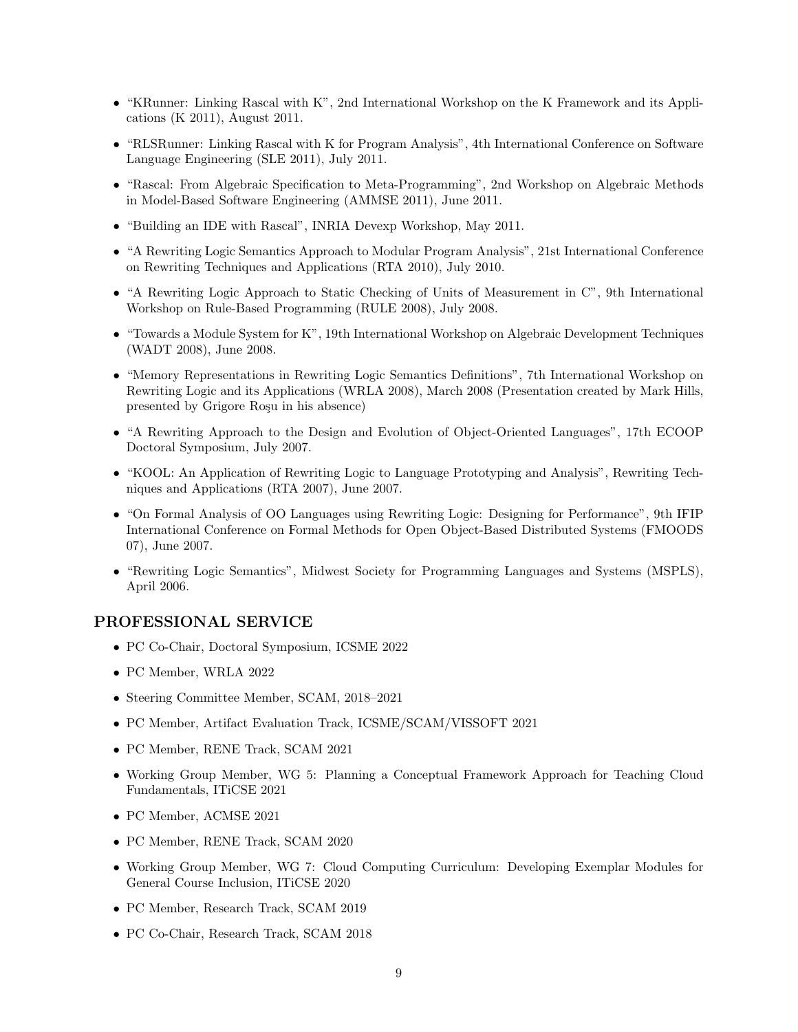- “KRunner: Linking Rascal with K”, 2nd International Workshop on the K Framework and its Applications (K 2011), August 2011.
- “RLSRunner: Linking Rascal with K for Program Analysis”, 4th International Conference on Software Language Engineering (SLE 2011), July 2011.
- “Rascal: From Algebraic Specification to Meta-Programming”, 2nd Workshop on Algebraic Methods in Model-Based Software Engineering (AMMSE 2011), June 2011.
- “Building an IDE with Rascal”, INRIA Devexp Workshop, May 2011.
- “A Rewriting Logic Semantics Approach to Modular Program Analysis”, 21st International Conference on Rewriting Techniques and Applications (RTA 2010), July 2010.
- “A Rewriting Logic Approach to Static Checking of Units of Measurement in C”, 9th International Workshop on Rule-Based Programming (RULE 2008), July 2008.
- “Towards a Module System for K”, 19th International Workshop on Algebraic Development Techniques (WADT 2008), June 2008.
- “Memory Representations in Rewriting Logic Semantics Definitions”, 7th International Workshop on Rewriting Logic and its Applications (WRLA 2008), March 2008 (Presentation created by Mark Hills, presented by Grigore Roşu in his absence)
- “A Rewriting Approach to the Design and Evolution of Object-Oriented Languages”, 17th ECOOP Doctoral Symposium, July 2007.
- “KOOL: An Application of Rewriting Logic to Language Prototyping and Analysis”, Rewriting Techniques and Applications (RTA 2007), June 2007.
- “On Formal Analysis of OO Languages using Rewriting Logic: Designing for Performance”, 9th IFIP International Conference on Formal Methods for Open Object-Based Distributed Systems (FMOODS 07), June 2007.
- “Rewriting Logic Semantics”, Midwest Society for Programming Languages and Systems (MSPLS), April 2006.

## PROFESSIONAL SERVICE

- PC Co-Chair, Doctoral Symposium, ICSME 2022
- PC Member, WRLA 2022
- Steering Committee Member, SCAM, 2018–2021
- PC Member, Artifact Evaluation Track, ICSME/SCAM/VISSOFT 2021
- PC Member, RENE Track, SCAM 2021
- Working Group Member, WG 5: Planning a Conceptual Framework Approach for Teaching Cloud Fundamentals, ITiCSE 2021
- PC Member, ACMSE 2021
- PC Member, RENE Track, SCAM 2020
- Working Group Member, WG 7: Cloud Computing Curriculum: Developing Exemplar Modules for General Course Inclusion, ITiCSE 2020
- PC Member, Research Track, SCAM 2019
- PC Co-Chair, Research Track, SCAM 2018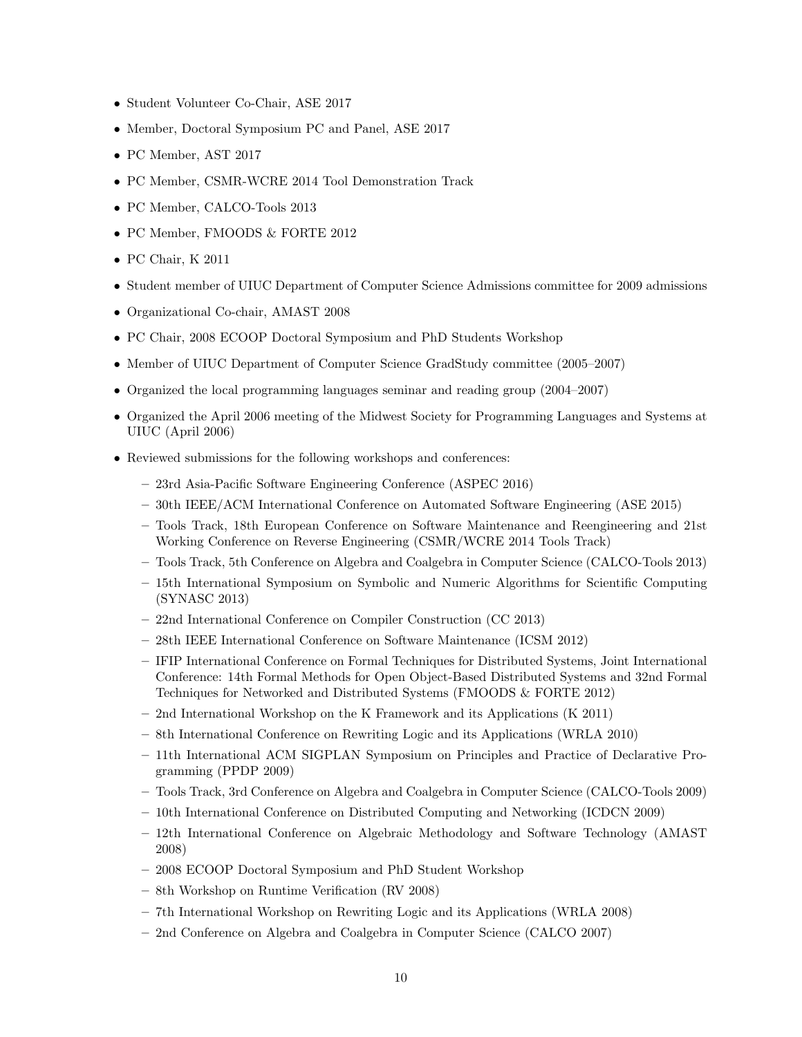- Student Volunteer Co-Chair, ASE 2017
- Member, Doctoral Symposium PC and Panel, ASE 2017
- PC Member, AST 2017
- PC Member, CSMR-WCRE 2014 Tool Demonstration Track
- PC Member, CALCO-Tools 2013
- PC Member, FMOODS & FORTE 2012
- PC Chair, K 2011
- Student member of UIUC Department of Computer Science Admissions committee for 2009 admissions
- Organizational Co-chair, AMAST 2008
- PC Chair, 2008 ECOOP Doctoral Symposium and PhD Students Workshop
- Member of UIUC Department of Computer Science GradStudy committee (2005–2007)
- Organized the local programming languages seminar and reading group (2004–2007)
- Organized the April 2006 meeting of the Midwest Society for Programming Languages and Systems at UIUC (April 2006)
- Reviewed submissions for the following workshops and conferences:
  - 23rd Asia-Pacific Software Engineering Conference (ASPEC 2016)
  - 30th IEEE/ACM International Conference on Automated Software Engineering (ASE 2015)
  - Tools Track, 18th European Conference on Software Maintenance and Reengineering and 21st Working Conference on Reverse Engineering (CSMR/WCRE 2014 Tools Track)
  - Tools Track, 5th Conference on Algebra and Coalgebra in Computer Science (CALCO-Tools 2013)
  - 15th International Symposium on Symbolic and Numeric Algorithms for Scientific Computing (SYNASC 2013)
  - 22nd International Conference on Compiler Construction (CC 2013)
  - 28th IEEE International Conference on Software Maintenance (ICSM 2012)
  - IFIP International Conference on Formal Techniques for Distributed Systems, Joint International Conference: 14th Formal Methods for Open Object-Based Distributed Systems and 32nd Formal Techniques for Networked and Distributed Systems (FMOODS & FORTE 2012)
  - 2nd International Workshop on the K Framework and its Applications (K 2011)
  - 8th International Conference on Rewriting Logic and its Applications (WRLA 2010)
  - 11th International ACM SIGPLAN Symposium on Principles and Practice of Declarative Programming (PPDP 2009)
  - Tools Track, 3rd Conference on Algebra and Coalgebra in Computer Science (CALCO-Tools 2009)
  - 10th International Conference on Distributed Computing and Networking (ICDCN 2009)
  - 12th International Conference on Algebraic Methodology and Software Technology (AMAST 2008)
  - 2008 ECOOP Doctoral Symposium and PhD Student Workshop
  - 8th Workshop on Runtime Verification (RV 2008)
  - 7th International Workshop on Rewriting Logic and its Applications (WRLA 2008)
  - 2nd Conference on Algebra and Coalgebra in Computer Science (CALCO 2007)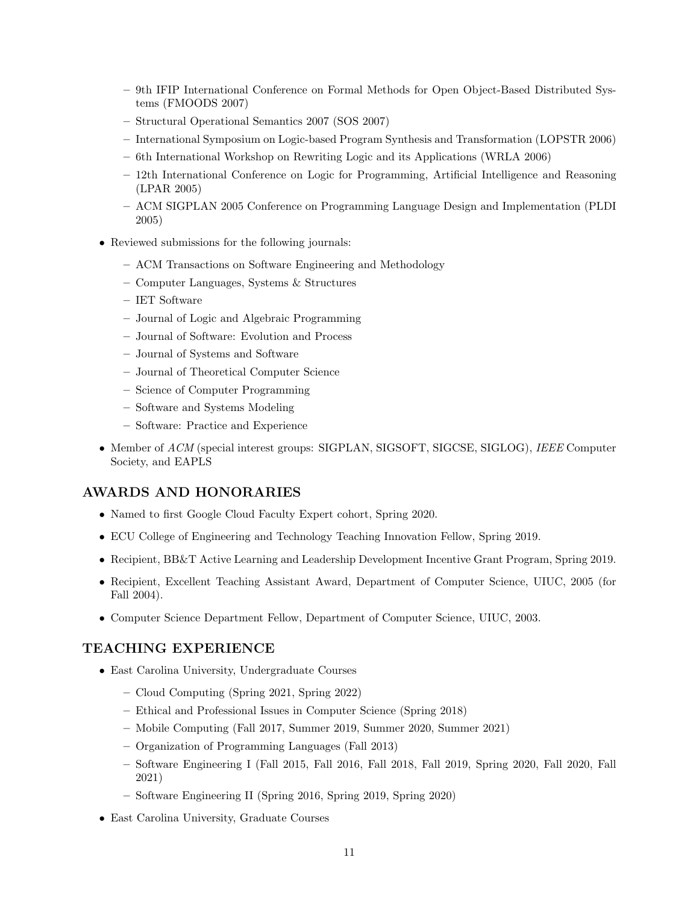- 9th IFIP International Conference on Formal Methods for Open Object-Based Distributed Systems (FMOODS 2007)
  - Structural Operational Semantics 2007 (SOS 2007)
  - International Symposium on Logic-based Program Synthesis and Transformation (LOPSTR 2006)
  - 6th International Workshop on Rewriting Logic and its Applications (WRLA 2006)
  - 12th International Conference on Logic for Programming, Artificial Intelligence and Reasoning (LPAR 2005)
  - ACM SIGPLAN 2005 Conference on Programming Language Design and Implementation (PLDI 2005)
- Reviewed submissions for the following journals:
  - ACM Transactions on Software Engineering and Methodology
  - Computer Languages, Systems & Structures
  - IET Software
  - Journal of Logic and Algebraic Programming
  - Journal of Software: Evolution and Process
  - Journal of Systems and Software
  - Journal of Theoretical Computer Science
  - Science of Computer Programming
  - Software and Systems Modeling
  - Software: Practice and Experience
- Member of *ACM* (special interest groups: SIGPLAN, SIGSOFT, SIGCSE, SIGLOG), *IEEE* Computer Society, and EAPLS

## AWARDS AND HONORARIES

- Named to first Google Cloud Faculty Expert cohort, Spring 2020.
- ECU College of Engineering and Technology Teaching Innovation Fellow, Spring 2019.
- Recipient, BB&T Active Learning and Leadership Development Incentive Grant Program, Spring 2019.
- Recipient, Excellent Teaching Assistant Award, Department of Computer Science, UIUC, 2005 (for Fall 2004).
- Computer Science Department Fellow, Department of Computer Science, UIUC, 2003.

## TEACHING EXPERIENCE

- East Carolina University, Undergraduate Courses
  - Cloud Computing (Spring 2021, Spring 2022)
  - Ethical and Professional Issues in Computer Science (Spring 2018)
  - Mobile Computing (Fall 2017, Summer 2019, Summer 2020, Summer 2021)
  - Organization of Programming Languages (Fall 2013)
  - Software Engineering I (Fall 2015, Fall 2016, Fall 2018, Fall 2019, Spring 2020, Fall 2020, Fall 2021)
  - Software Engineering II (Spring 2016, Spring 2019, Spring 2020)
- East Carolina University, Graduate Courses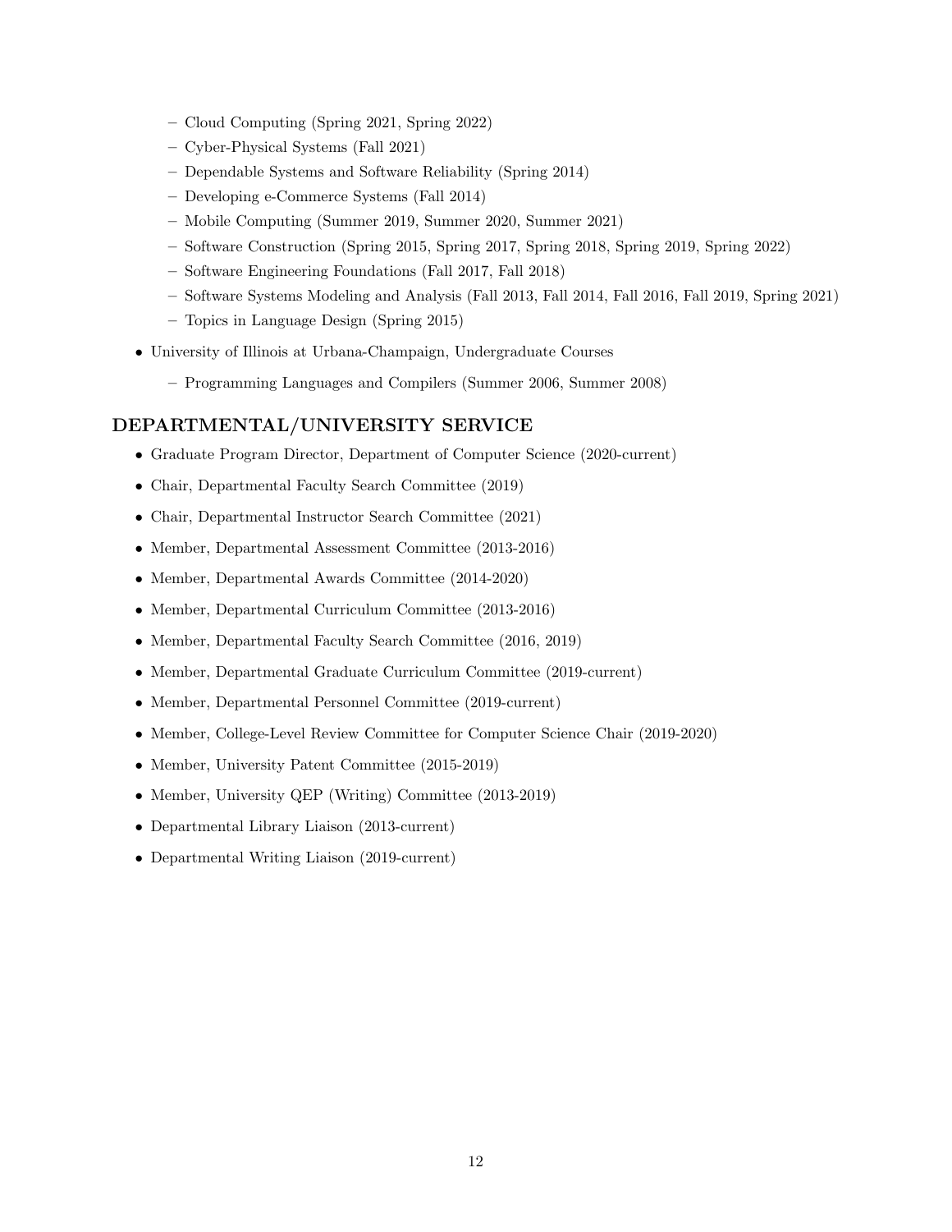- Cloud Computing (Spring 2021, Spring 2022)
  - Cyber-Physical Systems (Fall 2021)
  - Dependable Systems and Software Reliability (Spring 2014)
  - Developing e-Commerce Systems (Fall 2014)
  - Mobile Computing (Summer 2019, Summer 2020, Summer 2021)
  - Software Construction (Spring 2015, Spring 2017, Spring 2018, Spring 2019, Spring 2022)
  - Software Engineering Foundations (Fall 2017, Fall 2018)
  - Software Systems Modeling and Analysis (Fall 2013, Fall 2014, Fall 2016, Fall 2019, Spring 2021)
  - Topics in Language Design (Spring 2015)

- University of Illinois at Urbana-Champaign, Undergraduate Courses
  - Programming Languages and Compilers (Summer 2006, Summer 2008)

## DEPARTMENTAL/UNIVERSITY SERVICE

- Graduate Program Director, Department of Computer Science (2020-current)
- Chair, Departmental Faculty Search Committee (2019)
- Chair, Departmental Instructor Search Committee (2021)
- Member, Departmental Assessment Committee (2013-2016)
- Member, Departmental Awards Committee (2014-2020)
- Member, Departmental Curriculum Committee (2013-2016)
- Member, Departmental Faculty Search Committee (2016, 2019)
- Member, Departmental Graduate Curriculum Committee (2019-current)
- Member, Departmental Personnel Committee (2019-current)
- Member, College-Level Review Committee for Computer Science Chair (2019-2020)
- Member, University Patent Committee (2015-2019)
- Member, University QEP (Writing) Committee (2013-2019)
- Departmental Library Liaison (2013-current)
- Departmental Writing Liaison (2019-current)